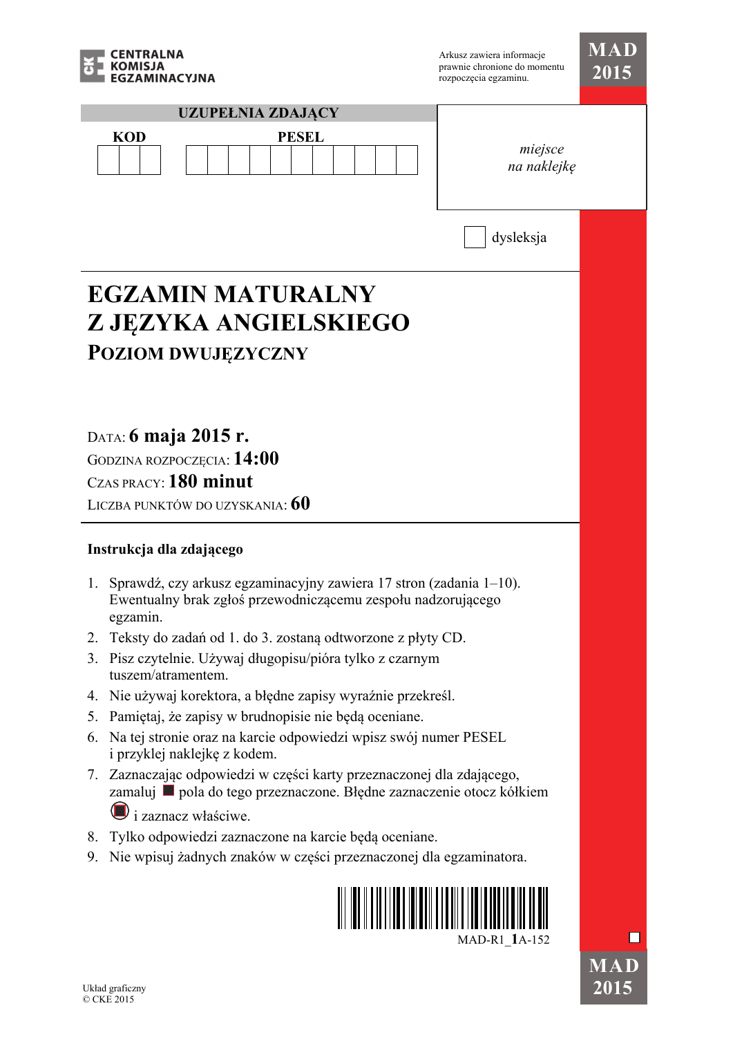CENTRALNA KOMISJA EGZAMINACYJNA

Arkusz zawiera informacje prawnie chronione do momentu rozpoczęcia egzaminu.

**MAD 2015**

**UZUPEŁNIA ZDAJĄCY**

| KOD | PESEL |
|---|---|
| | |

*miejsce na naklejkę*

dysleksja

# EGZAMIN MATURALNY Z JĘZYKA ANGIELSKIEGO

## POZIOM DWUJĘZYCZNY

DATA: **6 maja 2015 r.**
GODZINA ROZPOCZĘCIA: **14:00**
CZAS PRACY: **180 minut**
LICZBA PUNKTÓW DO UZYSKANIA: **60**

**Instrukcja dla zdającego**

1. Sprawdź, czy arkusz egzaminacyjny zawiera 17 stron (zadania 1–10). Ewentualny brak zgłoś przewodniczącemu zespołu nadzorującego egzamin.
2. Teksty do zadań od 1. do 3. zostaną odtworzone z płyty CD.
3. Pisz czytelnie. Używaj długopisu/pióra tylko z czarnym tuszem/atramentem.
4. Nie używaj korektora, a błędne zapisy wyraźnie przekreśl.
5. Pamiętaj, że zapisy w brudnopisie nie będą oceniane.
6. Na tej stronie oraz na karcie odpowiedzi wpisz swój numer PESEL i przyklej naklejkę z kodem.
7. Zaznaczając odpowiedzi w części karty przeznaczonej dla zdającego, zamaluj ■ pola do tego przeznaczone. Błędne zaznaczenie otocz kółkiem i zaznacz właściwe.
8. Tylko odpowiedzi zaznaczone na karcie będą oceniane.
9. Nie wpisuj żadnych znaków w części przeznaczonej dla egzaminatora.

MAD-R1_1A-152

Układ graficzny
© CKE 2015

**MAD 2015**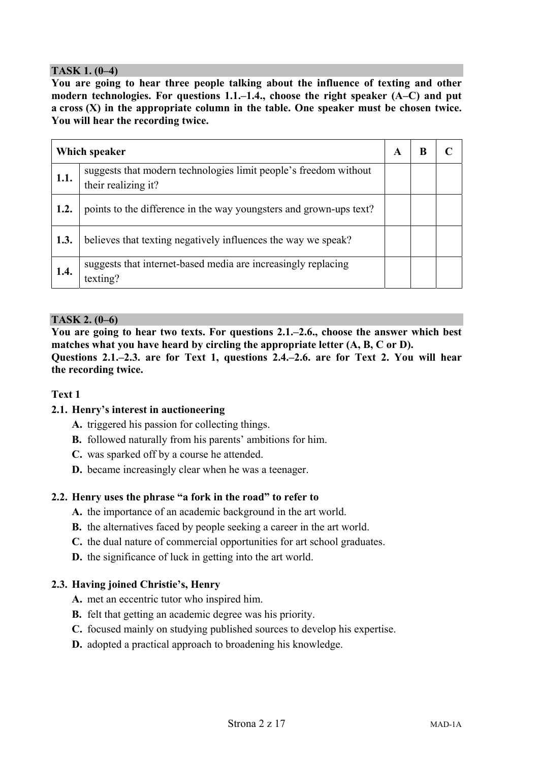### TASK 1. (0–4)

**You are going to hear three people talking about the influence of texting and other modern technologies. For questions 1.1.–1.4., choose the right speaker (A–C) and put a cross (X) in the appropriate column in the table. One speaker must be chosen twice. You will hear the recording twice.**

| Which speaker | | A | B | C |
|---|---|---|---|---|
| **1.1.** | suggests that modern technologies limit people's freedom without their realizing it? | | | |
| **1.2.** | points to the difference in the way youngsters and grown-ups text? | | | |
| **1.3.** | believes that texting negatively influences the way we speak? | | | |
| **1.4.** | suggests that internet-based media are increasingly replacing texting? | | | |

### TASK 2. (0–6)

**You are going to hear two texts. For questions 2.1.–2.6., choose the answer which best matches what you have heard by circling the appropriate letter (A, B, C or D).**
**Questions 2.1.–2.3. are for Text 1, questions 2.4.–2.6. are for Text 2. You will hear the recording twice.**

**Text 1**

**2.1. Henry's interest in auctioneering**

- **A.** triggered his passion for collecting things.
- **B.** followed naturally from his parents' ambitions for him.
- **C.** was sparked off by a course he attended.
- **D.** became increasingly clear when he was a teenager.

**2.2. Henry uses the phrase "a fork in the road" to refer to**

- **A.** the importance of an academic background in the art world.
- **B.** the alternatives faced by people seeking a career in the art world.
- **C.** the dual nature of commercial opportunities for art school graduates.
- **D.** the significance of luck in getting into the art world.

**2.3. Having joined Christie's, Henry**

- **A.** met an eccentric tutor who inspired him.
- **B.** felt that getting an academic degree was his priority.
- **C.** focused mainly on studying published sources to develop his expertise.
- **D.** adopted a practical approach to broadening his knowledge.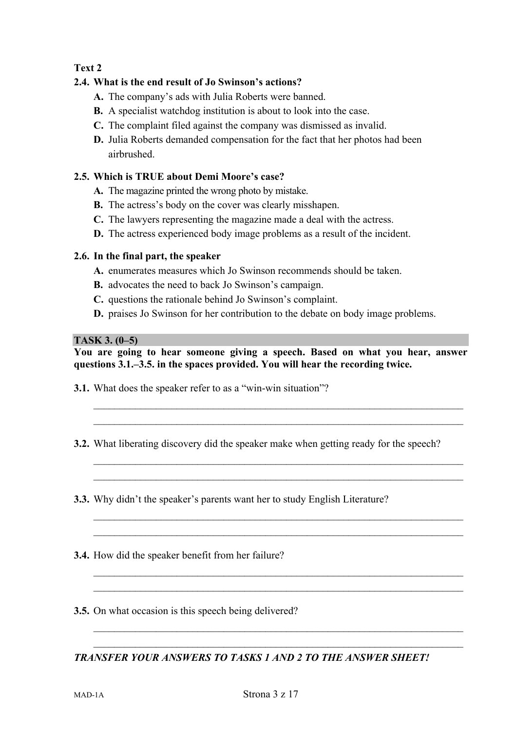**Text 2**

**2.4. What is the end result of Jo Swinson's actions?**

- **A.** The company's ads with Julia Roberts were banned.
- **B.** A specialist watchdog institution is about to look into the case.
- **C.** The complaint filed against the company was dismissed as invalid.
- **D.** Julia Roberts demanded compensation for the fact that her photos had been airbrushed.

**2.5. Which is TRUE about Demi Moore's case?**

- **A.** The magazine printed the wrong photo by mistake.
- **B.** The actress's body on the cover was clearly misshapen.
- **C.** The lawyers representing the magazine made a deal with the actress.
- **D.** The actress experienced body image problems as a result of the incident.

**2.6. In the final part, the speaker**

- **A.** enumerates measures which Jo Swinson recommends should be taken.
- **B.** advocates the need to back Jo Swinson's campaign.
- **C.** questions the rationale behind Jo Swinson's complaint.
- **D.** praises Jo Swinson for her contribution to the debate on body image problems.

## TASK 3. (0–5)

**You are going to hear someone giving a speech. Based on what you hear, answer questions 3.1.–3.5. in the spaces provided. You will hear the recording twice.**

**3.1.** What does the speaker refer to as a "win-win situation"?

\_\_\_\_\_\_\_\_\_\_\_\_\_\_\_\_\_\_\_\_\_\_\_\_\_\_\_\_\_\_\_\_\_\_\_\_\_\_\_\_\_\_\_\_\_\_\_\_\_\_\_\_\_\_\_\_\_\_\_\_\_\_\_\_\_\_\_\_\_\_\_\_

\_\_\_\_\_\_\_\_\_\_\_\_\_\_\_\_\_\_\_\_\_\_\_\_\_\_\_\_\_\_\_\_\_\_\_\_\_\_\_\_\_\_\_\_\_\_\_\_\_\_\_\_\_\_\_\_\_\_\_\_\_\_\_\_\_\_\_\_\_\_\_\_

**3.2.** What liberating discovery did the speaker make when getting ready for the speech?

\_\_\_\_\_\_\_\_\_\_\_\_\_\_\_\_\_\_\_\_\_\_\_\_\_\_\_\_\_\_\_\_\_\_\_\_\_\_\_\_\_\_\_\_\_\_\_\_\_\_\_\_\_\_\_\_\_\_\_\_\_\_\_\_\_\_\_\_\_\_\_\_

\_\_\_\_\_\_\_\_\_\_\_\_\_\_\_\_\_\_\_\_\_\_\_\_\_\_\_\_\_\_\_\_\_\_\_\_\_\_\_\_\_\_\_\_\_\_\_\_\_\_\_\_\_\_\_\_\_\_\_\_\_\_\_\_\_\_\_\_\_\_\_\_

**3.3.** Why didn't the speaker's parents want her to study English Literature?

\_\_\_\_\_\_\_\_\_\_\_\_\_\_\_\_\_\_\_\_\_\_\_\_\_\_\_\_\_\_\_\_\_\_\_\_\_\_\_\_\_\_\_\_\_\_\_\_\_\_\_\_\_\_\_\_\_\_\_\_\_\_\_\_\_\_\_\_\_\_\_\_

\_\_\_\_\_\_\_\_\_\_\_\_\_\_\_\_\_\_\_\_\_\_\_\_\_\_\_\_\_\_\_\_\_\_\_\_\_\_\_\_\_\_\_\_\_\_\_\_\_\_\_\_\_\_\_\_\_\_\_\_\_\_\_\_\_\_\_\_\_\_\_\_

**3.4.** How did the speaker benefit from her failure?

\_\_\_\_\_\_\_\_\_\_\_\_\_\_\_\_\_\_\_\_\_\_\_\_\_\_\_\_\_\_\_\_\_\_\_\_\_\_\_\_\_\_\_\_\_\_\_\_\_\_\_\_\_\_\_\_\_\_\_\_\_\_\_\_\_\_\_\_\_\_\_\_

\_\_\_\_\_\_\_\_\_\_\_\_\_\_\_\_\_\_\_\_\_\_\_\_\_\_\_\_\_\_\_\_\_\_\_\_\_\_\_\_\_\_\_\_\_\_\_\_\_\_\_\_\_\_\_\_\_\_\_\_\_\_\_\_\_\_\_\_\_\_\_\_

**3.5.** On what occasion is this speech being delivered?

\_\_\_\_\_\_\_\_\_\_\_\_\_\_\_\_\_\_\_\_\_\_\_\_\_\_\_\_\_\_\_\_\_\_\_\_\_\_\_\_\_\_\_\_\_\_\_\_\_\_\_\_\_\_\_\_\_\_\_\_\_\_\_\_\_\_\_\_\_\_\_\_

\_\_\_\_\_\_\_\_\_\_\_\_\_\_\_\_\_\_\_\_\_\_\_\_\_\_\_\_\_\_\_\_\_\_\_\_\_\_\_\_\_\_\_\_\_\_\_\_\_\_\_\_\_\_\_\_\_\_\_\_\_\_\_\_\_\_\_\_\_\_\_\_

***TRANSFER YOUR ANSWERS TO TASKS 1 AND 2 TO THE ANSWER SHEET!***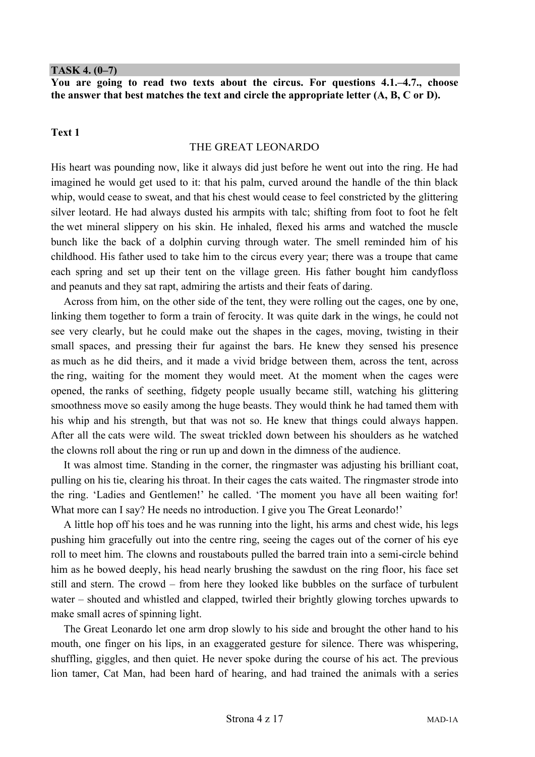**TASK 4. (0–7)**

**You are going to read two texts about the circus. For questions 4.1.–4.7., choose the answer that best matches the text and circle the appropriate letter (A, B, C or D).**

**Text 1**

THE GREAT LEONARDO

His heart was pounding now, like it always did just before he went out into the ring. He had imagined he would get used to it: that his palm, curved around the handle of the thin black whip, would cease to sweat, and that his chest would cease to feel constricted by the glittering silver leotard. He had always dusted his armpits with talc; shifting from foot to foot he felt the wet mineral slippery on his skin. He inhaled, flexed his arms and watched the muscle bunch like the back of a dolphin curving through water. The smell reminded him of his childhood. His father used to take him to the circus every year; there was a troupe that came each spring and set up their tent on the village green. His father bought him candyfloss and peanuts and they sat rapt, admiring the artists and their feats of daring.

Across from him, on the other side of the tent, they were rolling out the cages, one by one, linking them together to form a train of ferocity. It was quite dark in the wings, he could not see very clearly, but he could make out the shapes in the cages, moving, twisting in their small spaces, and pressing their fur against the bars. He knew they sensed his presence as much as he did theirs, and it made a vivid bridge between them, across the tent, across the ring, waiting for the moment they would meet. At the moment when the cages were opened, the ranks of seething, fidgety people usually became still, watching his glittering smoothness move so easily among the huge beasts. They would think he had tamed them with his whip and his strength, but that was not so. He knew that things could always happen. After all the cats were wild. The sweat trickled down between his shoulders as he watched the clowns roll about the ring or run up and down in the dimness of the audience.

It was almost time. Standing in the corner, the ringmaster was adjusting his brilliant coat, pulling on his tie, clearing his throat. In their cages the cats waited. The ringmaster strode into the ring. 'Ladies and Gentlemen!' he called. 'The moment you have all been waiting for! What more can I say? He needs no introduction. I give you The Great Leonardo!'

A little hop off his toes and he was running into the light, his arms and chest wide, his legs pushing him gracefully out into the centre ring, seeing the cages out of the corner of his eye roll to meet him. The clowns and roustabouts pulled the barred train into a semi-circle behind him as he bowed deeply, his head nearly brushing the sawdust on the ring floor, his face set still and stern. The crowd – from here they looked like bubbles on the surface of turbulent water – shouted and whistled and clapped, twirled their brightly glowing torches upwards to make small acres of spinning light.

The Great Leonardo let one arm drop slowly to his side and brought the other hand to his mouth, one finger on his lips, in an exaggerated gesture for silence. There was whispering, shuffling, giggles, and then quiet. He never spoke during the course of his act. The previous lion tamer, Cat Man, had been hard of hearing, and had trained the animals with a series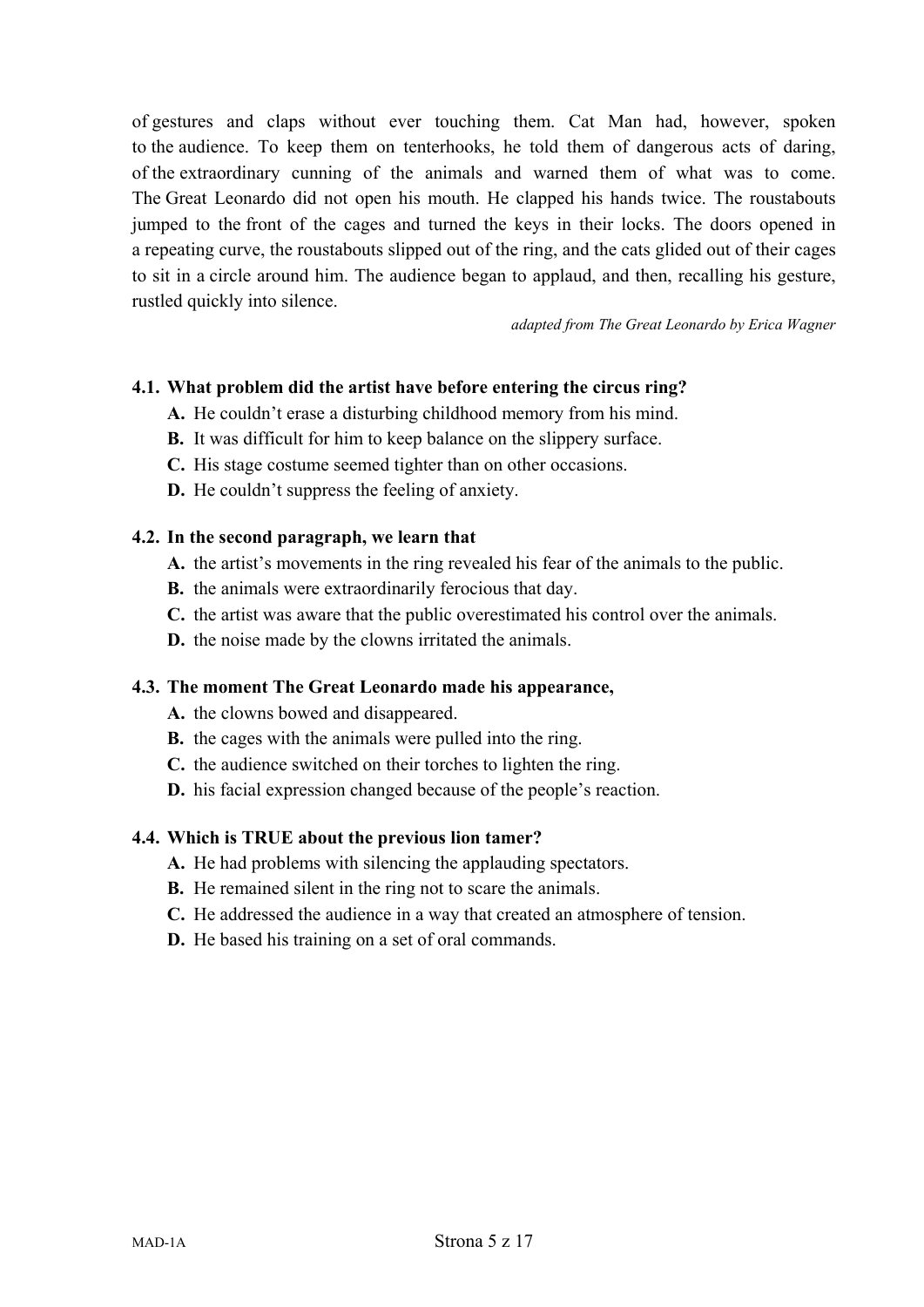of gestures and claps without ever touching them. Cat Man had, however, spoken to the audience. To keep them on tenterhooks, he told them of dangerous acts of daring, of the extraordinary cunning of the animals and warned them of what was to come. The Great Leonardo did not open his mouth. He clapped his hands twice. The roustabouts jumped to the front of the cages and turned the keys in their locks. The doors opened in a repeating curve, the roustabouts slipped out of the ring, and the cats glided out of their cages to sit in a circle around him. The audience began to applaud, and then, recalling his gesture, rustled quickly into silence.

*adapted from The Great Leonardo by Erica Wagner*

**4.1. What problem did the artist have before entering the circus ring?**

- **A.** He couldn't erase a disturbing childhood memory from his mind.
- **B.** It was difficult for him to keep balance on the slippery surface.
- **C.** His stage costume seemed tighter than on other occasions.
- **D.** He couldn't suppress the feeling of anxiety.

**4.2. In the second paragraph, we learn that**

- **A.** the artist's movements in the ring revealed his fear of the animals to the public.
- **B.** the animals were extraordinarily ferocious that day.
- **C.** the artist was aware that the public overestimated his control over the animals.
- **D.** the noise made by the clowns irritated the animals.

**4.3. The moment The Great Leonardo made his appearance,**

- **A.** the clowns bowed and disappeared.
- **B.** the cages with the animals were pulled into the ring.
- **C.** the audience switched on their torches to lighten the ring.
- **D.** his facial expression changed because of the people's reaction.

**4.4. Which is TRUE about the previous lion tamer?**

- **A.** He had problems with silencing the applauding spectators.
- **B.** He remained silent in the ring not to scare the animals.
- **C.** He addressed the audience in a way that created an atmosphere of tension.
- **D.** He based his training on a set of oral commands.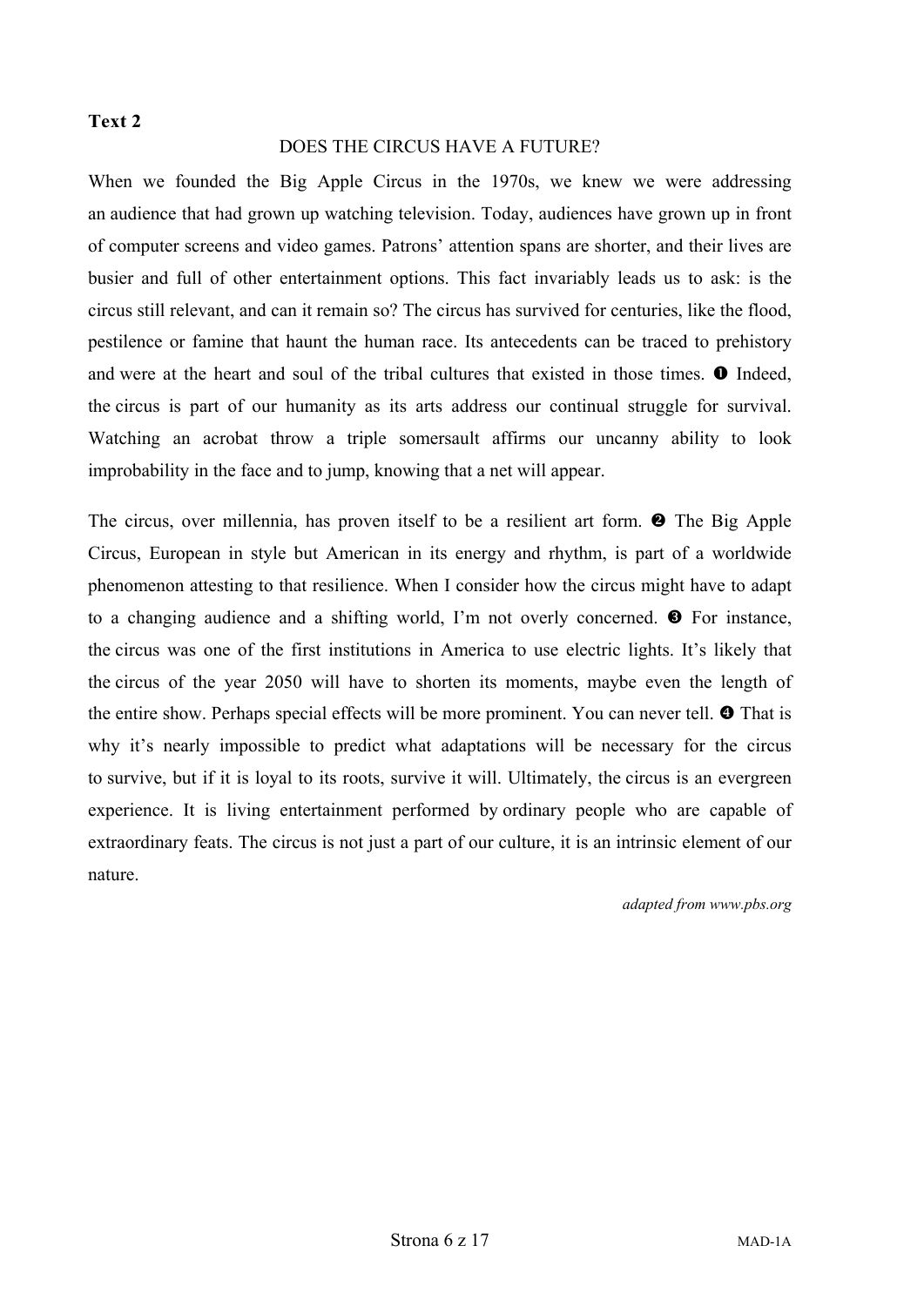**Text 2**

DOES THE CIRCUS HAVE A FUTURE?

When we founded the Big Apple Circus in the 1970s, we knew we were addressing an audience that had grown up watching television. Today, audiences have grown up in front of computer screens and video games. Patrons' attention spans are shorter, and their lives are busier and full of other entertainment options. This fact invariably leads us to ask: is the circus still relevant, and can it remain so? The circus has survived for centuries, like the flood, pestilence or famine that haunt the human race. Its antecedents can be traced to prehistory and were at the heart and soul of the tribal cultures that existed in those times. ❶ Indeed, the circus is part of our humanity as its arts address our continual struggle for survival. Watching an acrobat throw a triple somersault affirms our uncanny ability to look improbability in the face and to jump, knowing that a net will appear.

The circus, over millennia, has proven itself to be a resilient art form. ❷ The Big Apple Circus, European in style but American in its energy and rhythm, is part of a worldwide phenomenon attesting to that resilience. When I consider how the circus might have to adapt to a changing audience and a shifting world, I'm not overly concerned. ❸ For instance, the circus was one of the first institutions in America to use electric lights. It's likely that the circus of the year 2050 will have to shorten its moments, maybe even the length of the entire show. Perhaps special effects will be more prominent. You can never tell. ❹ That is why it's nearly impossible to predict what adaptations will be necessary for the circus to survive, but if it is loyal to its roots, survive it will. Ultimately, the circus is an evergreen experience. It is living entertainment performed by ordinary people who are capable of extraordinary feats. The circus is not just a part of our culture, it is an intrinsic element of our nature.

*adapted from www.pbs.org*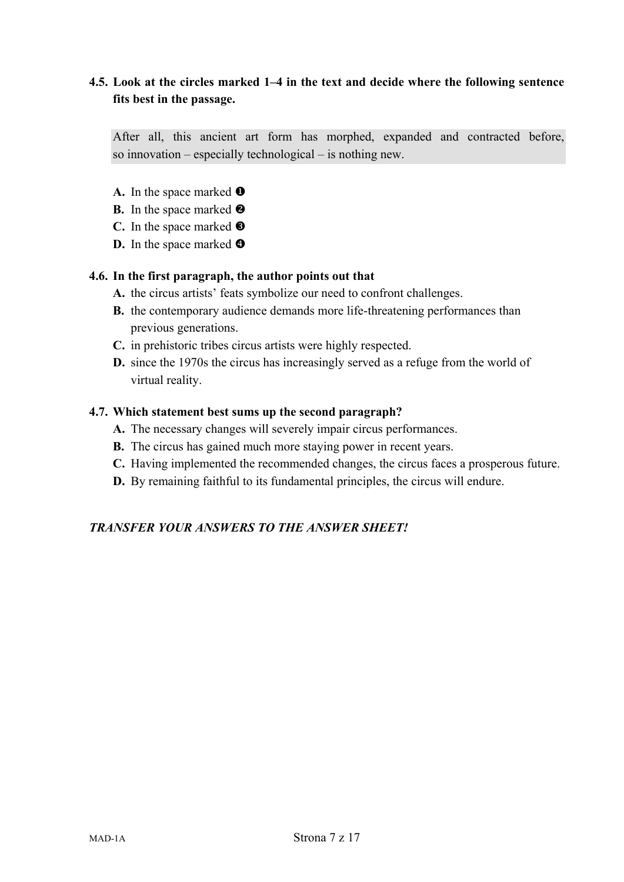**4.5. Look at the circles marked 1–4 in the text and decide where the following sentence fits best in the passage.**

> After all, this ancient art form has morphed, expanded and contracted before, so innovation – especially technological – is nothing new.

- **A.** In the space marked ❶
- **B.** In the space marked ❷
- **C.** In the space marked ❸
- **D.** In the space marked ❹

**4.6. In the first paragraph, the author points out that**

- **A.** the circus artists' feats symbolize our need to confront challenges.
- **B.** the contemporary audience demands more life-threatening performances than previous generations.
- **C.** in prehistoric tribes circus artists were highly respected.
- **D.** since the 1970s the circus has increasingly served as a refuge from the world of virtual reality.

**4.7. Which statement best sums up the second paragraph?**

- **A.** The necessary changes will severely impair circus performances.
- **B.** The circus has gained much more staying power in recent years.
- **C.** Having implemented the recommended changes, the circus faces a prosperous future.
- **D.** By remaining faithful to its fundamental principles, the circus will endure.

***TRANSFER YOUR ANSWERS TO THE ANSWER SHEET!***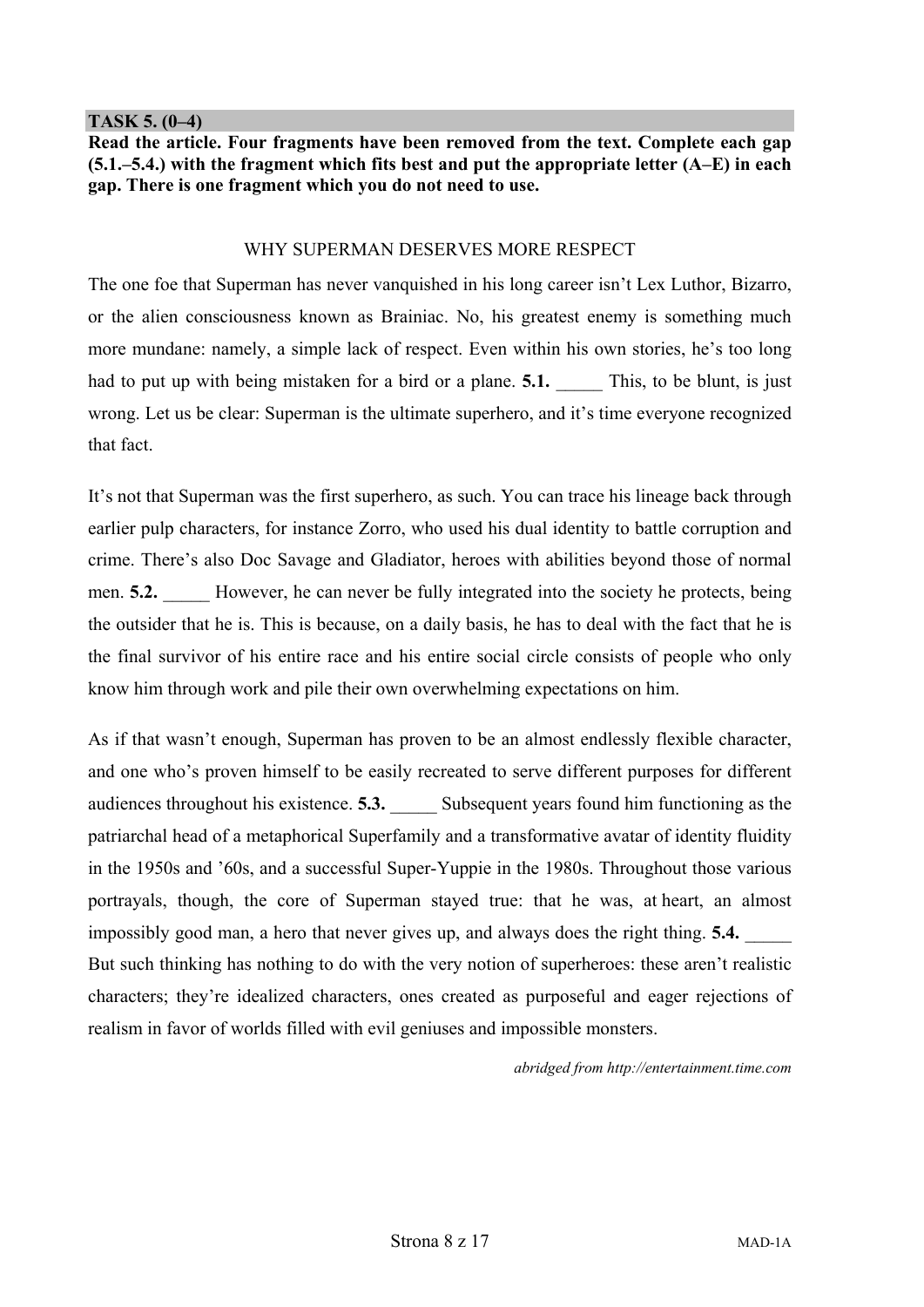**TASK 5. (0–4)**

**Read the article. Four fragments have been removed from the text. Complete each gap (5.1.–5.4.) with the fragment which fits best and put the appropriate letter (A–E) in each gap. There is one fragment which you do not need to use.**

WHY SUPERMAN DESERVES MORE RESPECT

The one foe that Superman has never vanquished in his long career isn't Lex Luthor, Bizarro, or the alien consciousness known as Brainiac. No, his greatest enemy is something much more mundane: namely, a simple lack of respect. Even within his own stories, he's too long had to put up with being mistaken for a bird or a plane. **5.1.** _____ This, to be blunt, is just wrong. Let us be clear: Superman is the ultimate superhero, and it's time everyone recognized that fact.

It's not that Superman was the first superhero, as such. You can trace his lineage back through earlier pulp characters, for instance Zorro, who used his dual identity to battle corruption and crime. There's also Doc Savage and Gladiator, heroes with abilities beyond those of normal men. **5.2.** _____ However, he can never be fully integrated into the society he protects, being the outsider that he is. This is because, on a daily basis, he has to deal with the fact that he is the final survivor of his entire race and his entire social circle consists of people who only know him through work and pile their own overwhelming expectations on him.

As if that wasn't enough, Superman has proven to be an almost endlessly flexible character, and one who's proven himself to be easily recreated to serve different purposes for different audiences throughout his existence. **5.3.** _____ Subsequent years found him functioning as the patriarchal head of a metaphorical Superfamily and a transformative avatar of identity fluidity in the 1950s and '60s, and a successful Super-Yuppie in the 1980s. Throughout those various portrayals, though, the core of Superman stayed true: that he was, at heart, an almost impossibly good man, a hero that never gives up, and always does the right thing. **5.4.** _____ But such thinking has nothing to do with the very notion of superheroes: these aren't realistic characters; they're idealized characters, ones created as purposeful and eager rejections of realism in favor of worlds filled with evil geniuses and impossible monsters.

*abridged from http://entertainment.time.com*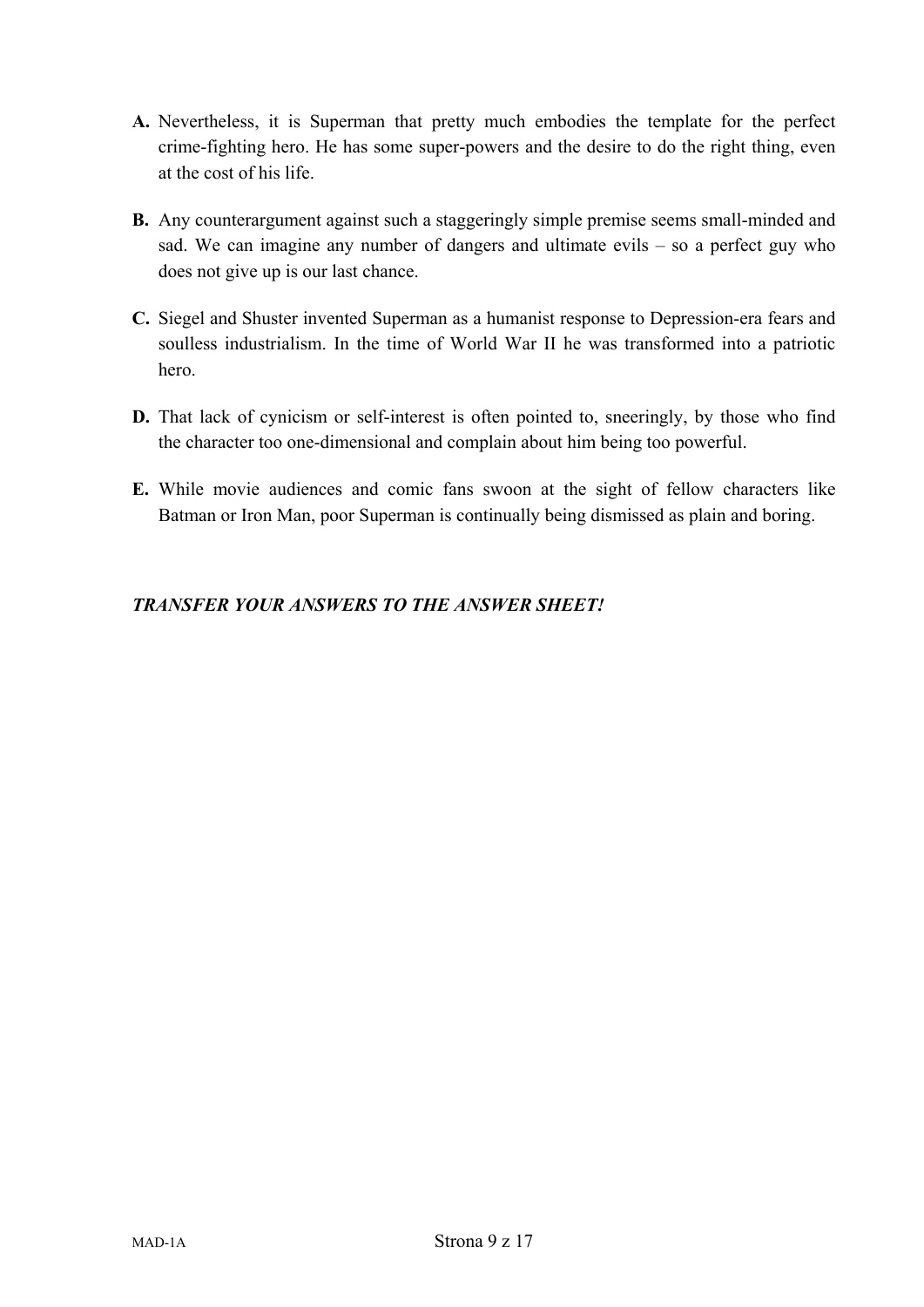**A.** Nevertheless, it is Superman that pretty much embodies the template for the perfect crime-fighting hero. He has some super-powers and the desire to do the right thing, even at the cost of his life.

**B.** Any counterargument against such a staggeringly simple premise seems small-minded and sad. We can imagine any number of dangers and ultimate evils – so a perfect guy who does not give up is our last chance.

**C.** Siegel and Shuster invented Superman as a humanist response to Depression-era fears and soulless industrialism. In the time of World War II he was transformed into a patriotic hero.

**D.** That lack of cynicism or self-interest is often pointed to, sneeringly, by those who find the character too one-dimensional and complain about him being too powerful.

**E.** While movie audiences and comic fans swoon at the sight of fellow characters like Batman or Iron Man, poor Superman is continually being dismissed as plain and boring.

***TRANSFER YOUR ANSWERS TO THE ANSWER SHEET!***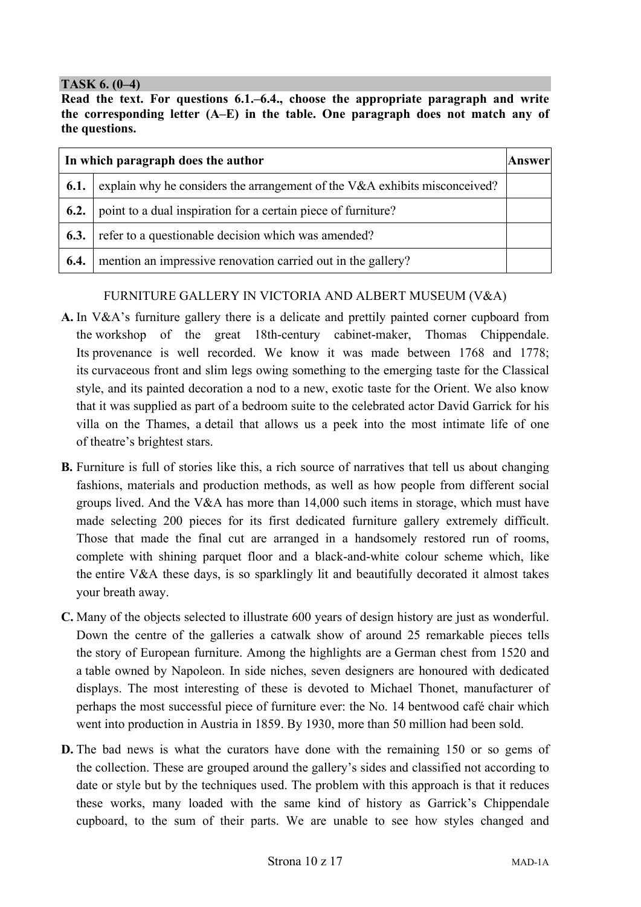**TASK 6. (0–4)**

**Read the text. For questions 6.1.–6.4., choose the appropriate paragraph and write the corresponding letter (A–E) in the table. One paragraph does not match any of the questions.**

| In which paragraph does the author | | Answer |
|---|---|---|
| **6.1.** | explain why he considers the arrangement of the V&A exhibits misconceived? | |
| **6.2.** | point to a dual inspiration for a certain piece of furniture? | |
| **6.3.** | refer to a questionable decision which was amended? | |
| **6.4.** | mention an impressive renovation carried out in the gallery? | |

FURNITURE GALLERY IN VICTORIA AND ALBERT MUSEUM (V&A)

**A.** In V&A's furniture gallery there is a delicate and prettily painted corner cupboard from the workshop of the great 18th-century cabinet-maker, Thomas Chippendale. Its provenance is well recorded. We know it was made between 1768 and 1778; its curvaceous front and slim legs owing something to the emerging taste for the Classical style, and its painted decoration a nod to a new, exotic taste for the Orient. We also know that it was supplied as part of a bedroom suite to the celebrated actor David Garrick for his villa on the Thames, a detail that allows us a peek into the most intimate life of one of theatre's brightest stars.

**B.** Furniture is full of stories like this, a rich source of narratives that tell us about changing fashions, materials and production methods, as well as how people from different social groups lived. And the V&A has more than 14,000 such items in storage, which must have made selecting 200 pieces for its first dedicated furniture gallery extremely difficult. Those that made the final cut are arranged in a handsomely restored run of rooms, complete with shining parquet floor and a black-and-white colour scheme which, like the entire V&A these days, is so sparklingly lit and beautifully decorated it almost takes your breath away.

**C.** Many of the objects selected to illustrate 600 years of design history are just as wonderful. Down the centre of the galleries a catwalk show of around 25 remarkable pieces tells the story of European furniture. Among the highlights are a German chest from 1520 and a table owned by Napoleon. In side niches, seven designers are honoured with dedicated displays. The most interesting of these is devoted to Michael Thonet, manufacturer of perhaps the most successful piece of furniture ever: the No. 14 bentwood café chair which went into production in Austria in 1859. By 1930, more than 50 million had been sold.

**D.** The bad news is what the curators have done with the remaining 150 or so gems of the collection. These are grouped around the gallery's sides and classified not according to date or style but by the techniques used. The problem with this approach is that it reduces these works, many loaded with the same kind of history as Garrick's Chippendale cupboard, to the sum of their parts. We are unable to see how styles changed and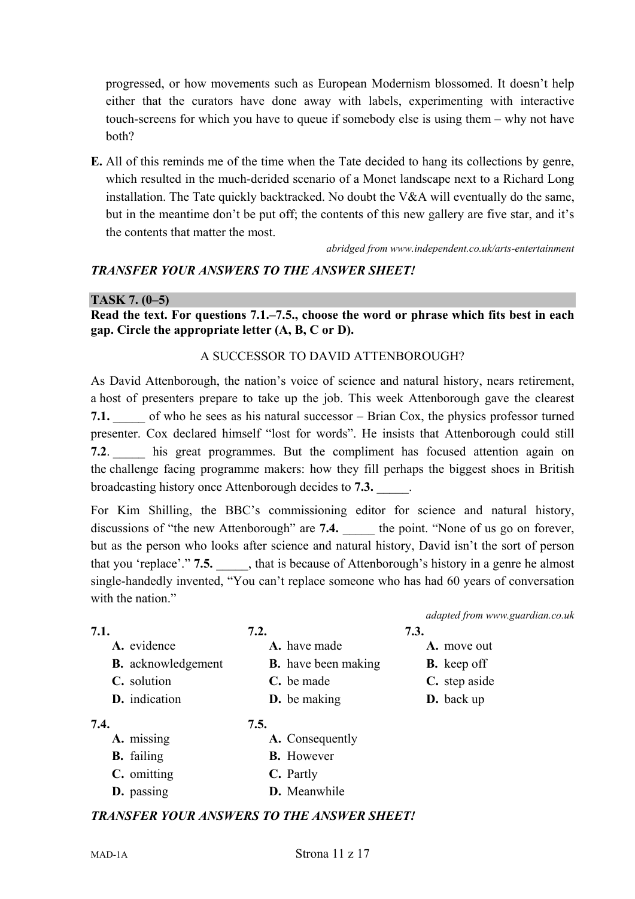progressed, or how movements such as European Modernism blossomed. It doesn't help either that the curators have done away with labels, experimenting with interactive touch-screens for which you have to queue if somebody else is using them – why not have both?

**E.** All of this reminds me of the time when the Tate decided to hang its collections by genre, which resulted in the much-derided scenario of a Monet landscape next to a Richard Long installation. The Tate quickly backtracked. No doubt the V&A will eventually do the same, but in the meantime don't be put off; the contents of this new gallery are five star, and it's the contents that matter the most.

*abridged from www.independent.co.uk/arts-entertainment*

***TRANSFER YOUR ANSWERS TO THE ANSWER SHEET!***

## TASK 7. (0–5)

**Read the text. For questions 7.1.–7.5., choose the word or phrase which fits best in each gap. Circle the appropriate letter (A, B, C or D).**

### A SUCCESSOR TO DAVID ATTENBOROUGH?

As David Attenborough, the nation's voice of science and natural history, nears retirement, a host of presenters prepare to take up the job. This week Attenborough gave the clearest **7.1.** _____ of who he sees as his natural successor – Brian Cox, the physics professor turned presenter. Cox declared himself "lost for words". He insists that Attenborough could still **7.2**. _____ his great programmes. But the compliment has focused attention again on the challenge facing programme makers: how they fill perhaps the biggest shoes in British broadcasting history once Attenborough decides to **7.3.** _____.

For Kim Shilling, the BBC's commissioning editor for science and natural history, discussions of "the new Attenborough" are **7.4.** _____ the point. "None of us go on forever, but as the person who looks after science and natural history, David isn't the sort of person that you 'replace'." **7.5.** _____, that is because of Attenborough's history in a genre he almost single-handedly invented, "You can't replace someone who has had 60 years of conversation with the nation."

*adapted from www.guardian.co.uk*

**7.1.**
- **A.** evidence
- **B.** acknowledgement
- **C.** solution
- **D.** indication

**7.2.**
- **A.** have made
- **B.** have been making
- **C.** be made
- **D.** be making

**7.3.**
- **A.** move out
- **B.** keep off
- **C.** step aside
- **D.** back up

**7.4.**
- **A.** missing
- **B.** failing
- **C.** omitting
- **D.** passing

**7.5.**
- **A.** Consequently
- **B.** However
- **C.** Partly
- **D.** Meanwhile

***TRANSFER YOUR ANSWERS TO THE ANSWER SHEET!***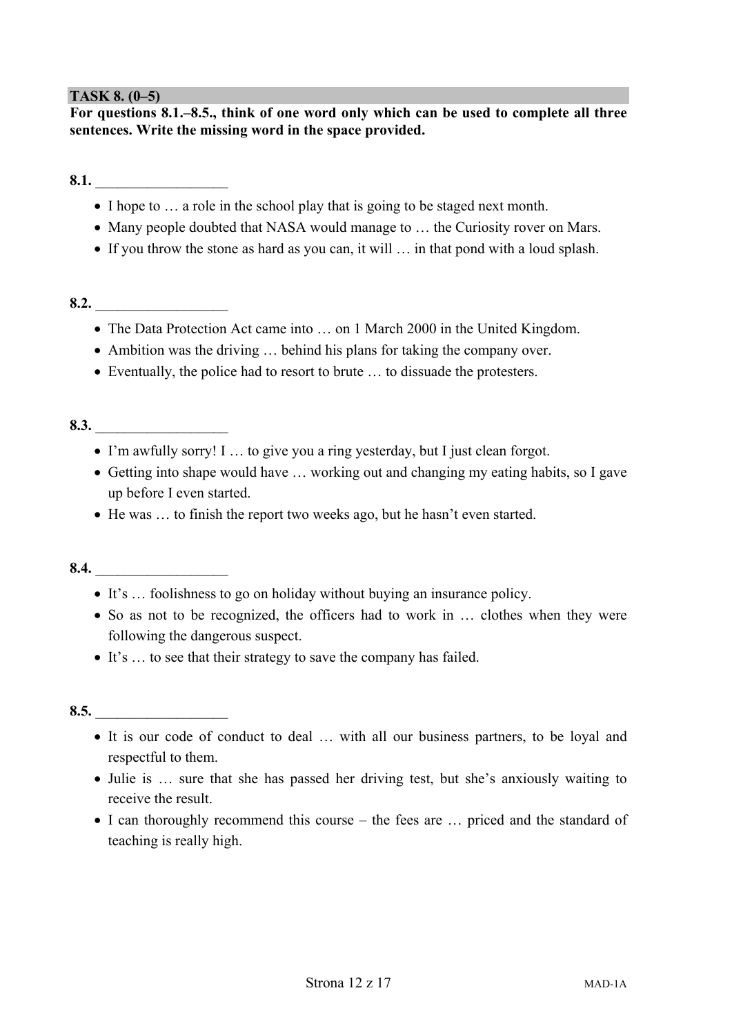**TASK 8. (0–5)**

**For questions 8.1.–8.5., think of one word only which can be used to complete all three sentences. Write the missing word in the space provided.**

**8.1.** __________________

- I hope to … a role in the school play that is going to be staged next month.
- Many people doubted that NASA would manage to … the Curiosity rover on Mars.
- If you throw the stone as hard as you can, it will … in that pond with a loud splash.

**8.2.** __________________

- The Data Protection Act came into … on 1 March 2000 in the United Kingdom.
- Ambition was the driving … behind his plans for taking the company over.
- Eventually, the police had to resort to brute … to dissuade the protesters.

**8.3.** __________________

- I'm awfully sorry! I … to give you a ring yesterday, but I just clean forgot.
- Getting into shape would have … working out and changing my eating habits, so I gave up before I even started.
- He was … to finish the report two weeks ago, but he hasn't even started.

**8.4.** __________________

- It's … foolishness to go on holiday without buying an insurance policy.
- So as not to be recognized, the officers had to work in … clothes when they were following the dangerous suspect.
- It's … to see that their strategy to save the company has failed.

**8.5.** __________________

- It is our code of conduct to deal … with all our business partners, to be loyal and respectful to them.
- Julie is … sure that she has passed her driving test, but she's anxiously waiting to receive the result.
- I can thoroughly recommend this course – the fees are … priced and the standard of teaching is really high.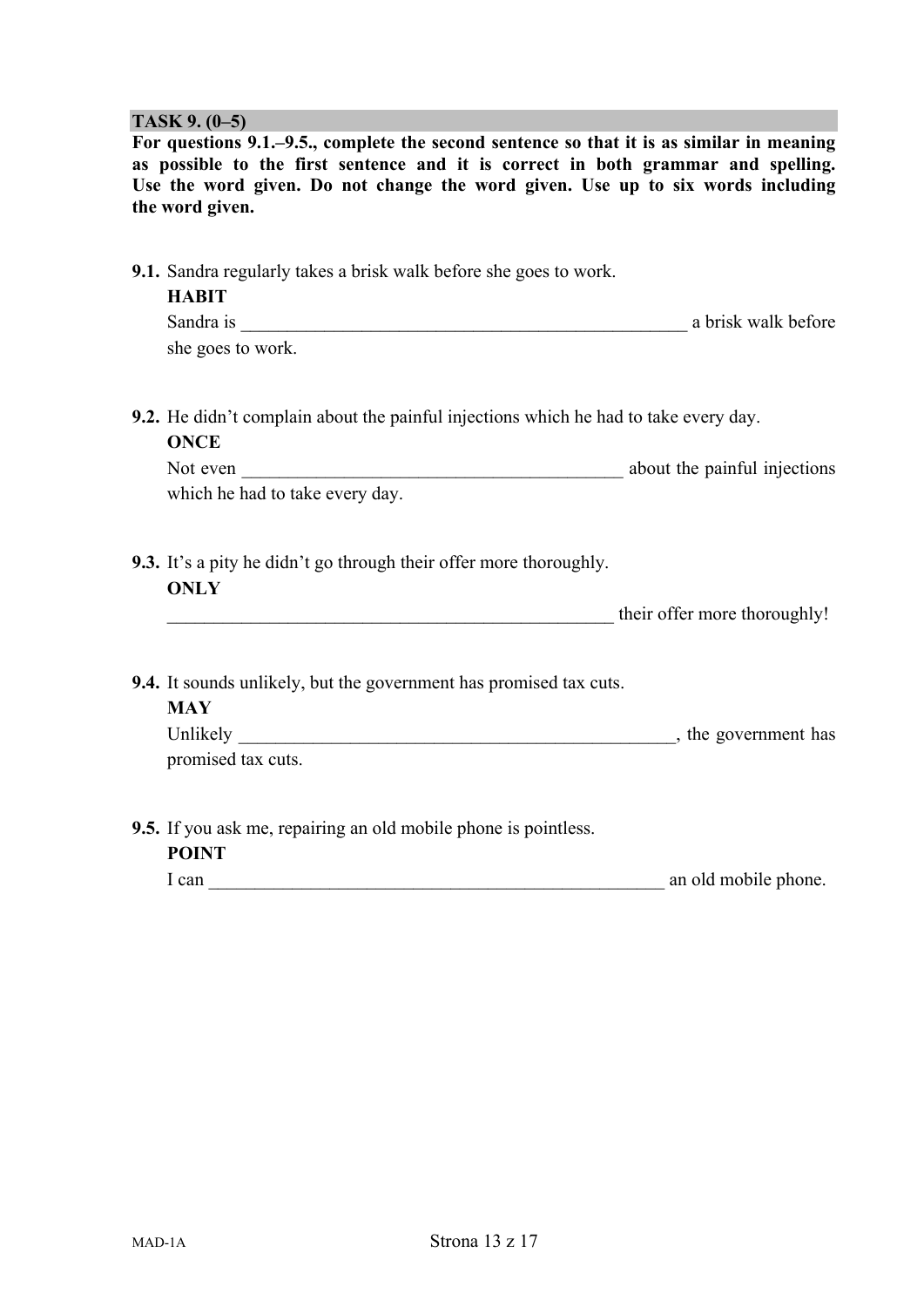## TASK 9. (0–5)

**For questions 9.1.–9.5., complete the second sentence so that it is as similar in meaning as possible to the first sentence and it is correct in both grammar and spelling. Use the word given. Do not change the word given. Use up to six words including the word given.**

**9.1.** Sandra regularly takes a brisk walk before she goes to work.
**HABIT**
Sandra is __________________________________________________ a brisk walk before she goes to work.

**9.2.** He didn't complain about the painful injections which he had to take every day.
**ONCE**
Not even __________________________________________ about the painful injections which he had to take every day.

**9.3.** It's a pity he didn't go through their offer more thoroughly.
**ONLY**
__________________________________________________ their offer more thoroughly!

**9.4.** It sounds unlikely, but the government has promised tax cuts.
**MAY**
Unlikely ________________________________________________, the government has promised tax cuts.

**9.5.** If you ask me, repairing an old mobile phone is pointless.
**POINT**
I can __________________________________________________ an old mobile phone.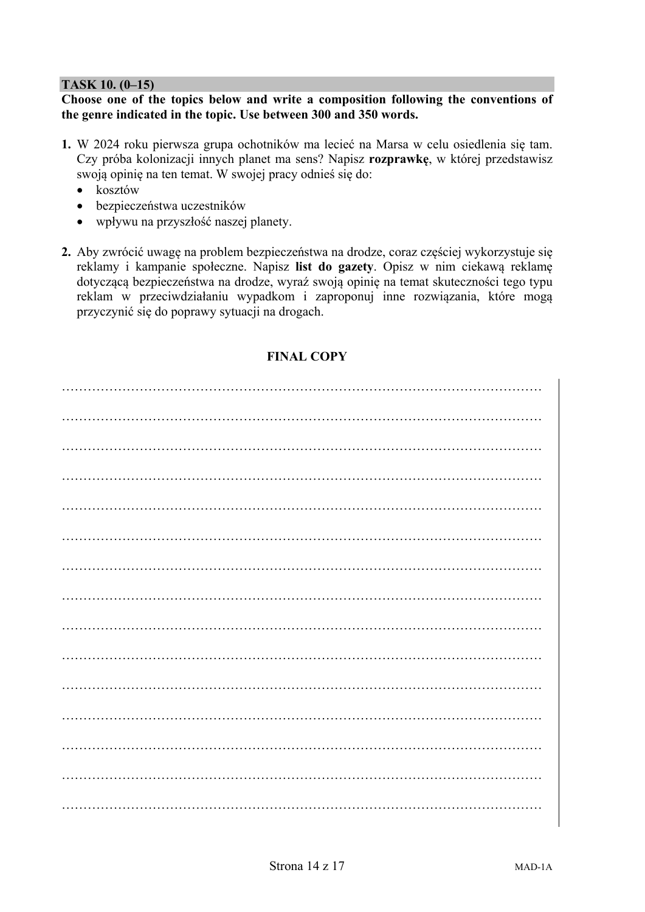**TASK 10. (0–15)**

**Choose one of the topics below and write a composition following the conventions of the genre indicated in the topic. Use between 300 and 350 words.**

1. W 2024 roku pierwsza grupa ochotników ma lecieć na Marsa w celu osiedlenia się tam. Czy próba kolonizacji innych planet ma sens? Napisz **rozprawkę**, w której przedstawisz swoją opinię na ten temat. W swojej pracy odnieś się do:
   - kosztów
   - bezpieczeństwa uczestników
   - wpływu na przyszłość naszej planety.

2. Aby zwrócić uwagę na problem bezpieczeństwa na drodze, coraz częściej wykorzystuje się reklamy i kampanie społeczne. Napisz **list do gazety**. Opisz w nim ciekawą reklamę dotyczącą bezpieczeństwa na drodze, wyraź swoją opinię na temat skuteczności tego typu reklam w przeciwdziałaniu wypadkom i zaproponuj inne rozwiązania, które mogą przyczynić się do poprawy sytuacji na drogach.

**FINAL COPY**

……………………………………………………………………………………………

……………………………………………………………………………………………

……………………………………………………………………………………………

……………………………………………………………………………………………

……………………………………………………………………………………………

……………………………………………………………………………………………

……………………………………………………………………………………………

……………………………………………………………………………………………

……………………………………………………………………………………………

……………………………………………………………………………………………

……………………………………………………………………………………………

……………………………………………………………………………………………

……………………………………………………………………………………………

……………………………………………………………………………………………

……………………………………………………………………………………………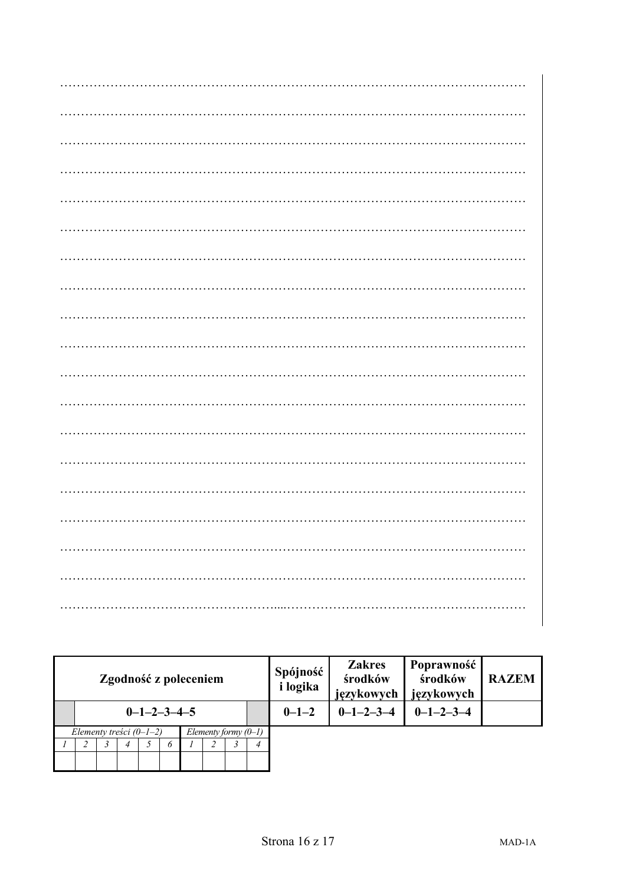| Zgodność z poleceniem | | | | | | | | | | | Spójność i logika | Zakres środków językowych | Poprawność środków językowych | RAZEM |
|---|---|---|---|---|---|---|---|---|---|---|---|---|---|---|
| | 0–1–2–3–4–5 | | | | | | | | | | 0–1–2 | 0–1–2–3–4 | 0–1–2–3–4 | |
| *Elementy treści (0–1–2)* | | | | | | *Elementy formy (0–1)* | | | | | | | | |
| *1* | *2* | *3* | *4* | *5* | *6* | *1* | *2* | *3* | *4* | | | | | |
| | | | | | | | | | | | | | | |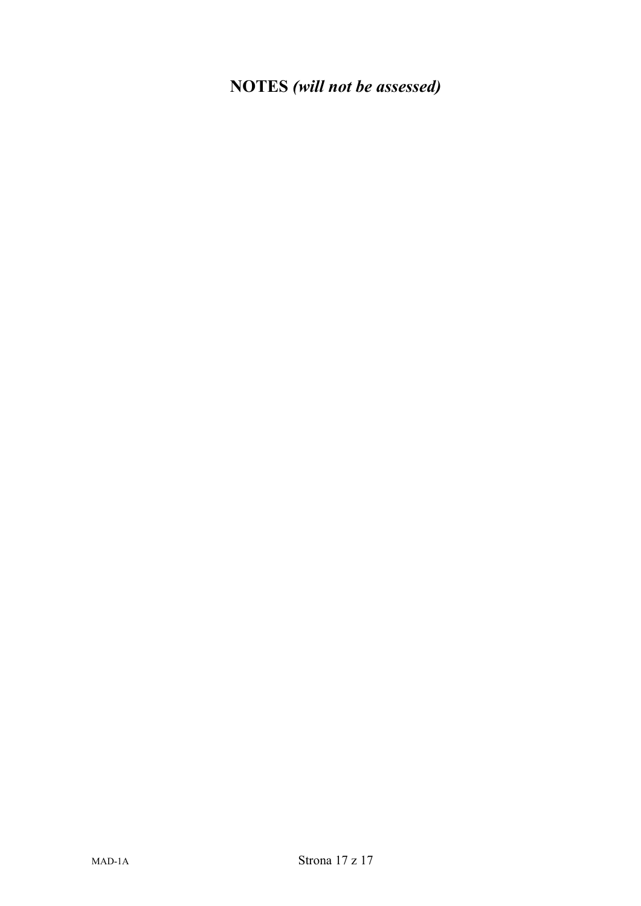**NOTES** ***(will not be assessed)***